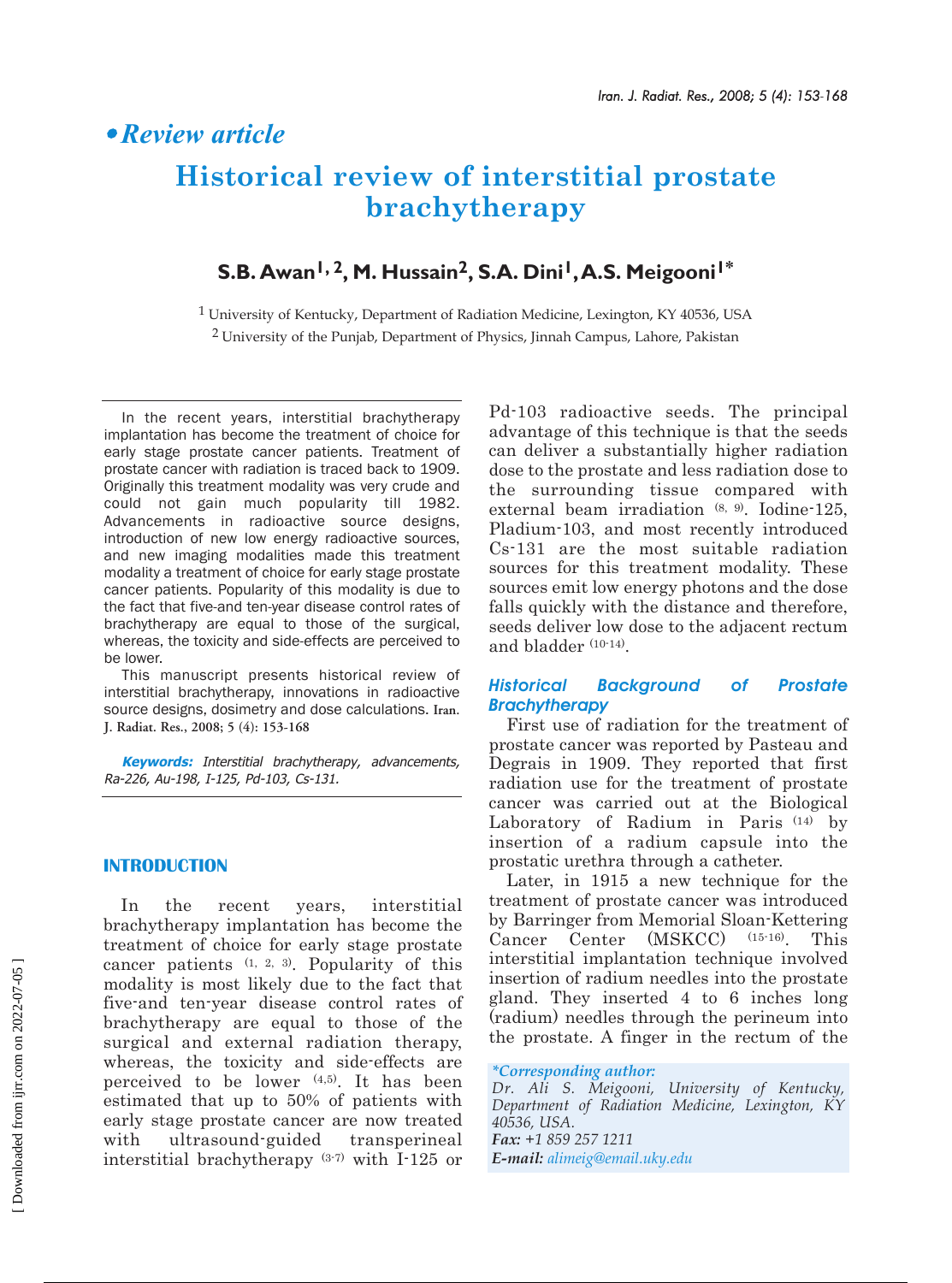# Review article

## Historical review of interstitial prostate brachytherapy

**S.B. Awan[1,2], M. Hussain[2], S.A. Dini[1], A.S. Meigooni[1*]**

[1] University of Kentucky, Department of Radiation Medicine, Lexington, KY 40536, USA

[2] University of the Punjab, Department of Physics, Jinnah Campus, Lahore, Pakistan

In the recent years, interstitial brachytherapy implantation has become the treatment of choice for early stage prostate cancer patients. Treatment of prostate cancer with radiation is traced back to 1909. Originally this treatment modality was very crude and could not gain much popularity till 1982. Advancements in radioactive source designs, introduction of new low energy radioactive sources, and new imaging modalities made this treatment modality a treatment of choice for early stage prostate cancer patients. Popularity of this modality is due to the fact that five-and ten-year disease control rates of brachytherapy are equal to those of the surgical, whereas, the toxicity and side-effects are perceived to be lower.

This manuscript presents historical review of interstitial brachytherapy, innovations in radioactive source designs, dosimetry and dose calculations. Iran. J. Radiat. Res., 2008; 5 (4): 153-168

***Keywords:*** *Interstitial brachytherapy, advancements, Ra-226, Au-198, I-125, Pd-103, Cs-131.*

## INTRODUCTION

In the recent years, interstitial brachytherapy implantation has become the treatment of choice for early stage prostate cancer patients [1, 2, 3]. Popularity of this modality is most likely due to the fact that five-and ten-year disease control rates of brachytherapy are equal to those of the surgical and external radiation therapy, whereas, the toxicity and side-effects are perceived to be lower [4,5]. It has been estimated that up to 50% of patients with early stage prostate cancer are now treated with ultrasound-guided transperineal interstitial brachytherapy [3-7] with I-125 or Pd-103 radioactive seeds. The principal advantage of this technique is that the seeds can deliver a substantially higher radiation dose to the prostate and less radiation dose to the surrounding tissue compared with external beam irradiation [8, 9]. Iodine-125, Pladium-103, and most recently introduced Cs-131 are the most suitable radiation sources for this treatment modality. These sources emit low energy photons and the dose falls quickly with the distance and therefore, seeds deliver low dose to the adjacent rectum and bladder [10-14].

### Historical Background of Prostate Brachytherapy

First use of radiation for the treatment of prostate cancer was reported by Pasteau and Degrais in 1909. They reported that first radiation use for the treatment of prostate cancer was carried out at the Biological Laboratory of Radium in Paris [14] by insertion of a radium capsule into the prostatic urethra through a catheter.

Later, in 1915 a new technique for the treatment of prostate cancer was introduced by Barringer from Memorial Sloan-Kettering Cancer Center (MSKCC) [15-16]. This interstitial implantation technique involved insertion of radium needles into the prostate gland. They inserted 4 to 6 inches long (radium) needles through the perineum into the prostate. A finger in the rectum of the

*\*Corresponding author:*
*Dr. Ali S. Meigooni, University of Kentucky, Department of Radiation Medicine, Lexington, KY 40536, USA.*
***Fax:*** *+1 859 257 1211*
***E-mail:*** *alimeig@email.uky.edu*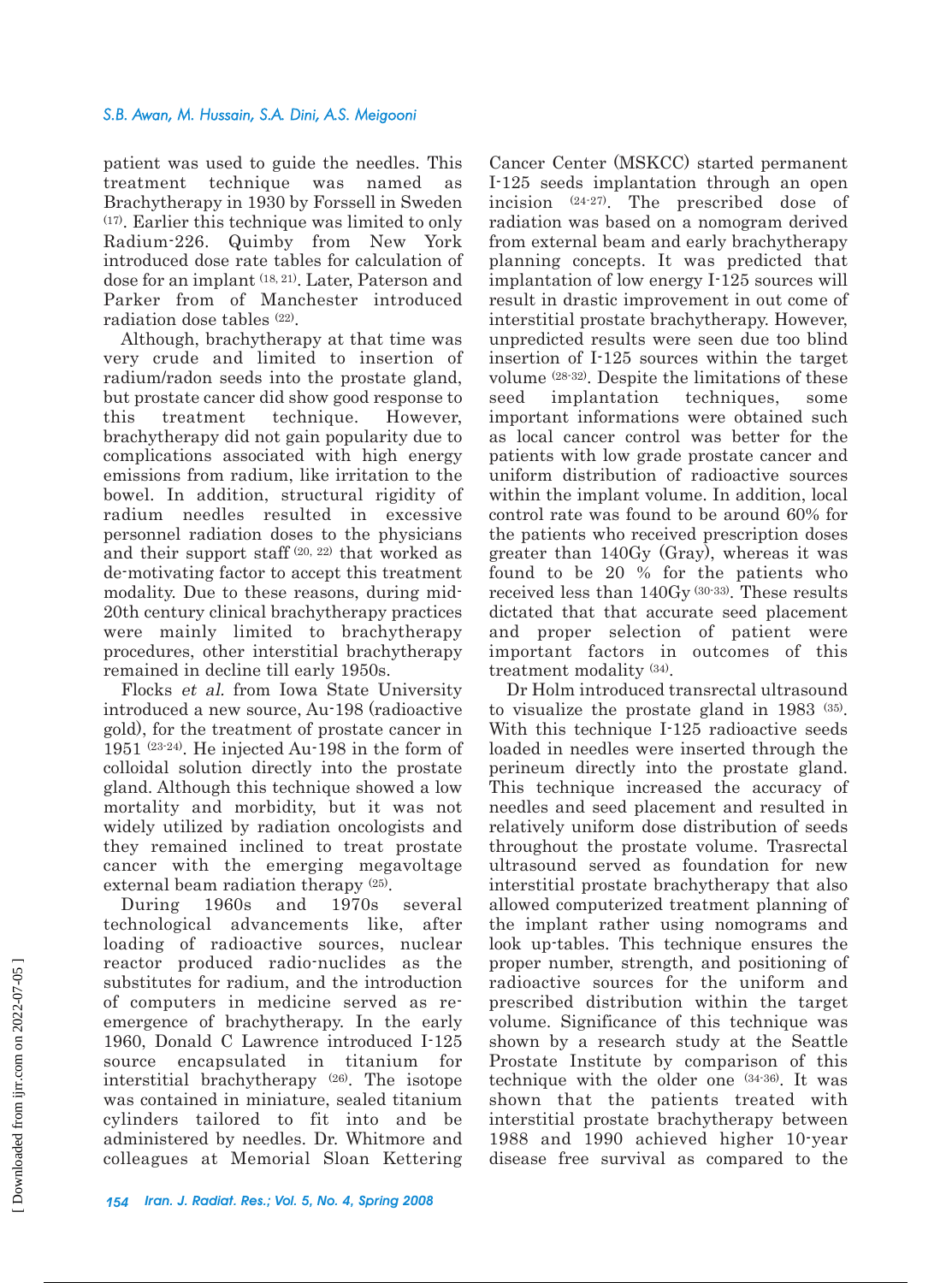patient was used to guide the needles. This treatment technique was named as Brachytherapy in 1930 by Forssell in Sweden [17]. Earlier this technique was limited to only Radium-226. Quimby from New York introduced dose rate tables for calculation of dose for an implant [18, 21]. Later, Paterson and Parker from of Manchester introduced radiation dose tables [22].

Although, brachytherapy at that time was very crude and limited to insertion of radium/radon seeds into the prostate gland, but prostate cancer did show good response to this treatment technique. However, brachytherapy did not gain popularity due to complications associated with high energy emissions from radium, like irritation to the bowel. In addition, structural rigidity of radium needles resulted in excessive personnel radiation doses to the physicians and their support staff [20, 22] that worked as de-motivating factor to accept this treatment modality. Due to these reasons, during mid-20th century clinical brachytherapy practices were mainly limited to brachytherapy procedures, other interstitial brachytherapy remained in decline till early 1950s.

Flocks *et al.* from Iowa State University introduced a new source, Au-198 (radioactive gold), for the treatment of prostate cancer in 1951 [23-24]. He injected Au-198 in the form of colloidal solution directly into the prostate gland. Although this technique showed a low mortality and morbidity, but it was not widely utilized by radiation oncologists and they remained inclined to treat prostate cancer with the emerging megavoltage external beam radiation therapy [25].

During 1960s and 1970s several technological advancements like, after loading of radioactive sources, nuclear reactor produced radio-nuclides as the substitutes for radium, and the introduction of computers in medicine served as re-emergence of brachytherapy. In the early 1960, Donald C Lawrence introduced I-125 source encapsulated in titanium for interstitial brachytherapy [26]. The isotope was contained in miniature, sealed titanium cylinders tailored to fit into and be administered by needles. Dr. Whitmore and colleagues at Memorial Sloan Kettering Cancer Center (MSKCC) started permanent I-125 seeds implantation through an open incision [24-27]. The prescribed dose of radiation was based on a nomogram derived from external beam and early brachytherapy planning concepts. It was predicted that implantation of low energy I-125 sources will result in drastic improvement in out come of interstitial prostate brachytherapy. However, unpredicted results were seen due too blind insertion of I-125 sources within the target volume [28-32]. Despite the limitations of these seed implantation techniques, some important informations were obtained such as local cancer control was better for the patients with low grade prostate cancer and uniform distribution of radioactive sources within the implant volume. In addition, local control rate was found to be around 60% for the patients who received prescription doses greater than 140Gy (Gray), whereas it was found to be 20 % for the patients who received less than 140Gy [30-33]. These results dictated that that accurate seed placement and proper selection of patient were important factors in outcomes of this treatment modality [34].

Dr Holm introduced transrectal ultrasound to visualize the prostate gland in 1983 [35]. With this technique I-125 radioactive seeds loaded in needles were inserted through the perineum directly into the prostate gland. This technique increased the accuracy of needles and seed placement and resulted in relatively uniform dose distribution of seeds throughout the prostate volume. Trasrectal ultrasound served as foundation for new interstitial prostate brachytherapy that also allowed computerized treatment planning of the implant rather using nomograms and look up-tables. This technique ensures the proper number, strength, and positioning of radioactive sources for the uniform and prescribed distribution within the target volume. Significance of this technique was shown by a research study at the Seattle Prostate Institute by comparison of this technique with the older one [34-36]. It was shown that the patients treated with interstitial prostate brachytherapy between 1988 and 1990 achieved higher 10-year disease free survival as compared to the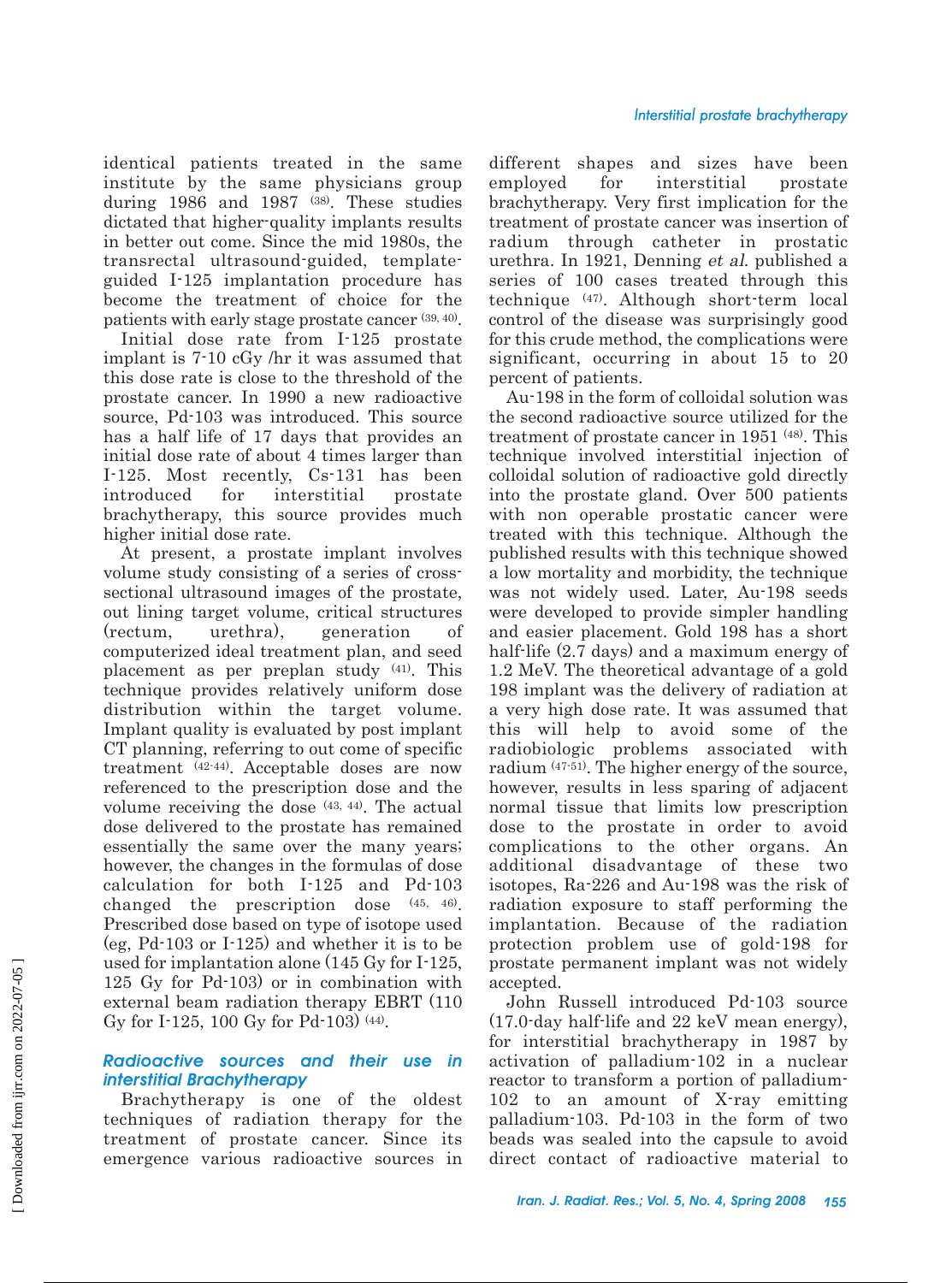identical patients treated in the same institute by the same physicians group during 1986 and 1987 [38]. These studies dictated that higher-quality implants results in better out come. Since the mid 1980s, the transrectal ultrasound-guided, template-guided I-125 implantation procedure has become the treatment of choice for the patients with early stage prostate cancer [39, 40].

Initial dose rate from I-125 prostate implant is 7-10 cGy /hr it was assumed that this dose rate is close to the threshold of the prostate cancer. In 1990 a new radioactive source, Pd-103 was introduced. This source has a half life of 17 days that provides an initial dose rate of about 4 times larger than I-125. Most recently, Cs-131 has been introduced for interstitial prostate brachytherapy, this source provides much higher initial dose rate.

At present, a prostate implant involves volume study consisting of a series of cross-sectional ultrasound images of the prostate, out lining target volume, critical structures (rectum, urethra), generation of computerized ideal treatment plan, and seed placement as per preplan study [41]. This technique provides relatively uniform dose distribution within the target volume. Implant quality is evaluated by post implant CT planning, referring to out come of specific treatment [42-44]. Acceptable doses are now referenced to the prescription dose and the volume receiving the dose [43, 44]. The actual dose delivered to the prostate has remained essentially the same over the many years; however, the changes in the formulas of dose calculation for both I-125 and Pd-103 changed the prescription dose [45, 46]. Prescribed dose based on type of isotope used (eg, Pd-103 or I-125) and whether it is to be used for implantation alone (145 Gy for I-125, 125 Gy for Pd-103) or in combination with external beam radiation therapy EBRT (110 Gy for I-125, 100 Gy for Pd-103) [44].

## *Radioactive sources and their use in interstitial Brachytherapy*

Brachytherapy is one of the oldest techniques of radiation therapy for the treatment of prostate cancer. Since its emergence various radioactive sources in different shapes and sizes have been employed for interstitial prostate brachytherapy. Very first implication for the treatment of prostate cancer was insertion of radium through catheter in prostatic urethra. In 1921, Denning *et al.* published a series of 100 cases treated through this technique [47]. Although short-term local control of the disease was surprisingly good for this crude method, the complications were significant, occurring in about 15 to 20 percent of patients.

Au-198 in the form of colloidal solution was the second radioactive source utilized for the treatment of prostate cancer in 1951 [48]. This technique involved interstitial injection of colloidal solution of radioactive gold directly into the prostate gland. Over 500 patients with non operable prostatic cancer were treated with this technique. Although the published results with this technique showed a low mortality and morbidity, the technique was not widely used. Later, Au-198 seeds were developed to provide simpler handling and easier placement. Gold 198 has a short half-life (2.7 days) and a maximum energy of 1.2 MeV. The theoretical advantage of a gold 198 implant was the delivery of radiation at a very high dose rate. It was assumed that this will help to avoid some of the radiobiologic problems associated with radium [47-51]. The higher energy of the source, however, results in less sparing of adjacent normal tissue that limits low prescription dose to the prostate in order to avoid complications to the other organs. An additional disadvantage of these two isotopes, Ra-226 and Au-198 was the risk of radiation exposure to staff performing the implantation. Because of the radiation protection problem use of gold-198 for prostate permanent implant was not widely accepted.

John Russell introduced Pd-103 source (17.0-day half-life and 22 keV mean energy), for interstitial brachytherapy in 1987 by activation of palladium-102 in a nuclear reactor to transform a portion of palladium-102 to an amount of X-ray emitting palladium-103. Pd-103 in the form of two beads was sealed into the capsule to avoid direct contact of radioactive material to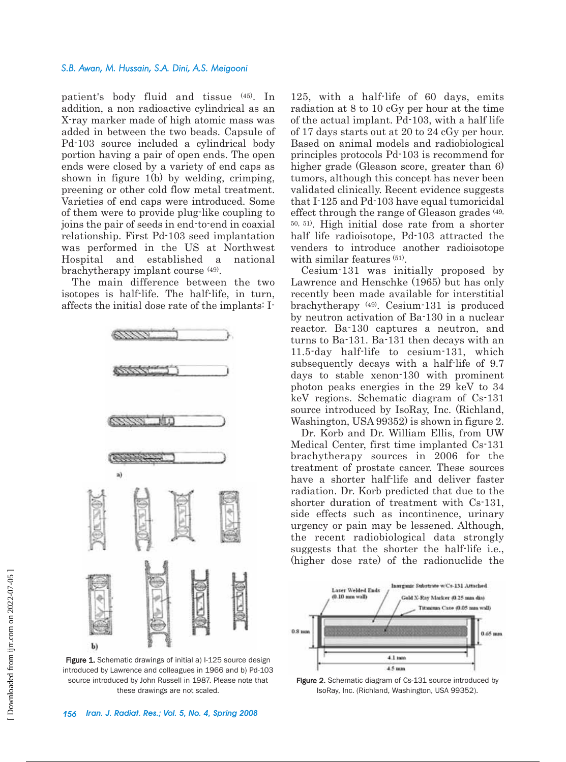patient's body fluid and tissue [45]. In addition, a non radioactive cylindrical as an X-ray marker made of high atomic mass was added in between the two beads. Capsule of Pd-103 source included a cylindrical body portion having a pair of open ends. The open ends were closed by a variety of end caps as shown in figure 1(b) by welding, crimping, preening or other cold flow metal treatment. Varieties of end caps were introduced. Some of them were to provide plug-like coupling to joins the pair of seeds in end-to-end in coaxial relationship. First Pd-103 seed implantation was performed in the US at Northwest Hospital and established a national brachytherapy implant course [49].

The main difference between the two isotopes is half-life. The half-life, in turn, affects the initial dose rate of the implants: I-125, with a half-life of 60 days, emits radiation at 8 to 10 cGy per hour at the time of the actual implant. Pd-103, with a half life of 17 days starts out at 20 to 24 cGy per hour. Based on animal models and radiobiological principles protocols Pd-103 is recommend for higher grade (Gleason score, greater than 6) tumors, although this concept has never been validated clinically. Recent evidence suggests that I-125 and Pd-103 have equal tumoricidal effect through the range of Gleason grades [49, 50, 51]. High initial dose rate from a shorter half life radioisotope, Pd-103 attracted the venders to introduce another radioisotope with similar features [51].

Figure 1. Schematic drawings of initial a) I-125 source design introduced by Lawrence and colleagues in 1966 and b) Pd-103 source introduced by John Russell in 1987. Please note that these drawings are not scaled.

Cesium-131 was initially proposed by Lawrence and Henschke (1965) but has only recently been made available for interstitial brachytherapy [49]. Cesium-131 is produced by neutron activation of Ba-130 in a nuclear reactor. Ba-130 captures a neutron, and turns to Ba-131. Ba-131 then decays with an 11.5-day half-life to cesium-131, which subsequently decays with a half-life of 9.7 days to stable xenon-130 with prominent photon peaks energies in the 29 keV to 34 keV regions. Schematic diagram of Cs-131 source introduced by IsoRay, Inc. (Richland, Washington, USA 99352) is shown in figure 2.

Dr. Korb and Dr. William Ellis, from UW Medical Center, first time implanted Cs-131 brachytherapy sources in 2006 for the treatment of prostate cancer. These sources have a shorter half-life and deliver faster radiation. Dr. Korb predicted that due to the shorter duration of treatment with Cs-131, side effects such as incontinence, urinary urgency or pain may be lessened. Although, the recent radiobiological data strongly suggests that the shorter the half-life i.e., (higher dose rate) of the radionuclide the

Figure 2. Schematic diagram of Cs-131 source introduced by IsoRay, Inc. (Richland, Washington, USA 99352).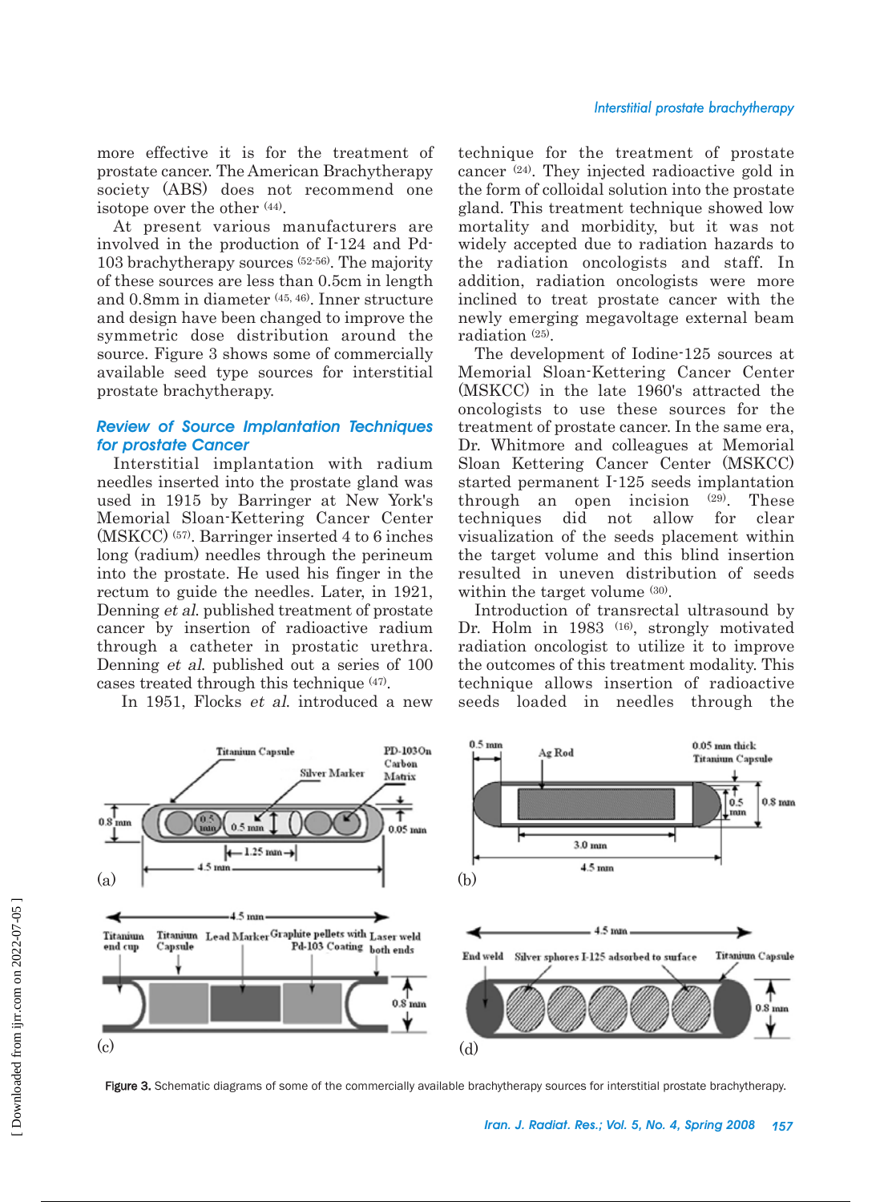more effective it is for the treatment of prostate cancer. The American Brachytherapy society (ABS) does not recommend one isotope over the other [44].

At present various manufacturers are involved in the production of I-124 and Pd-103 brachytherapy sources [52-56]. The majority of these sources are less than 0.5cm in length and 0.8mm in diameter [45, 46]. Inner structure and design have been changed to improve the symmetric dose distribution around the source. Figure 3 shows some of commercially available seed type sources for interstitial prostate brachytherapy.

## Review of Source Implantation Techniques for prostate Cancer

Interstitial implantation with radium needles inserted into the prostate gland was used in 1915 by Barringer at New York's Memorial Sloan-Kettering Cancer Center (MSKCC) [57]. Barringer inserted 4 to 6 inches long (radium) needles through the perineum into the prostate. He used his finger in the rectum to guide the needles. Later, in 1921, Denning *et al.* published treatment of prostate cancer by insertion of radioactive radium through a catheter in prostatic urethra. Denning *et al.* published out a series of 100 cases treated through this technique [47].

In 1951, Flocks *et al.* introduced a new technique for the treatment of prostate cancer [24]. They injected radioactive gold in the form of colloidal solution into the prostate gland. This treatment technique showed low mortality and morbidity, but it was not widely accepted due to radiation hazards to the radiation oncologists and staff. In addition, radiation oncologists were more inclined to treat prostate cancer with the newly emerging megavoltage external beam radiation [25].

The development of Iodine-125 sources at Memorial Sloan-Kettering Cancer Center (MSKCC) in the late 1960's attracted the oncologists to use these sources for the treatment of prostate cancer. In the same era, Dr. Whitmore and colleagues at Memorial Sloan Kettering Cancer Center (MSKCC) started permanent I-125 seeds implantation through an open incision [29]. These techniques did not allow for clear visualization of the seeds placement within the target volume and this blind insertion resulted in uneven distribution of seeds within the target volume [30].

Introduction of transrectal ultrasound by Dr. Holm in 1983 [16], strongly motivated radiation oncologist to utilize it to improve the outcomes of this treatment modality. This technique allows insertion of radioactive seeds loaded in needles through the

Figure 3. Schematic diagrams of some of the commercially available brachytherapy sources for interstitial prostate brachytherapy.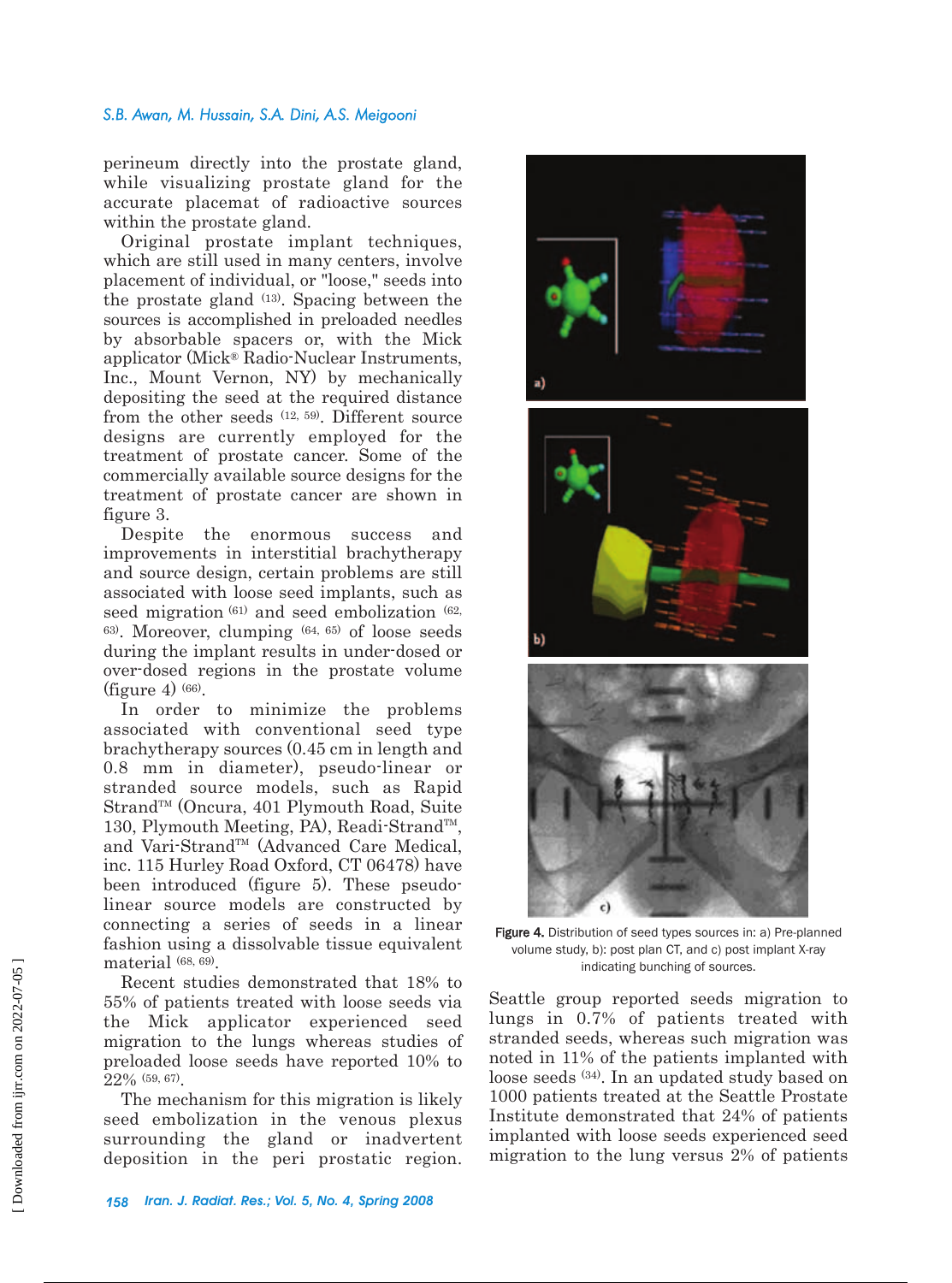perineum directly into the prostate gland, while visualizing prostate gland for the accurate placemat of radioactive sources within the prostate gland.

Original prostate implant techniques, which are still used in many centers, involve placement of individual, or "loose," seeds into the prostate gland [13]. Spacing between the sources is accomplished in preloaded needles by absorbable spacers or, with the Mick applicator (Mick® Radio-Nuclear Instruments, Inc., Mount Vernon, NY) by mechanically depositing the seed at the required distance from the other seeds [12, 59]. Different source designs are currently employed for the treatment of prostate cancer. Some of the commercially available source designs for the treatment of prostate cancer are shown in figure 3.

Despite the enormous success and improvements in interstitial brachytherapy and source design, certain problems are still associated with loose seed implants, such as seed migration [61] and seed embolization [62, 63]. Moreover, clumping [64, 65] of loose seeds during the implant results in under-dosed or over-dosed regions in the prostate volume (figure 4) [66].

In order to minimize the problems associated with conventional seed type brachytherapy sources (0.45 cm in length and 0.8 mm in diameter), pseudo-linear or stranded source models, such as Rapid Strand™ (Oncura, 401 Plymouth Road, Suite 130, Plymouth Meeting, PA), Readi-Strand™, and Vari-Strand™ (Advanced Care Medical, inc. 115 Hurley Road Oxford, CT 06478) have been introduced (figure 5). These pseudo-linear source models are constructed by connecting a series of seeds in a linear fashion using a dissolvable tissue equivalent material [68, 69].

Recent studies demonstrated that 18% to 55% of patients treated with loose seeds via the Mick applicator experienced seed migration to the lungs whereas studies of preloaded loose seeds have reported 10% to 22% [59, 67].

The mechanism for this migration is likely seed embolization in the venous plexus surrounding the gland or inadvertent deposition in the peri prostatic region.

Figure 4. Distribution of seed types sources in: a) Pre-planned volume study, b): post plan CT, and c) post implant X-ray indicating bunching of sources.

Seattle group reported seeds migration to lungs in 0.7% of patients treated with stranded seeds, whereas such migration was noted in 11% of the patients implanted with loose seeds [34]. In an updated study based on 1000 patients treated at the Seattle Prostate Institute demonstrated that 24% of patients implanted with loose seeds experienced seed migration to the lung versus 2% of patients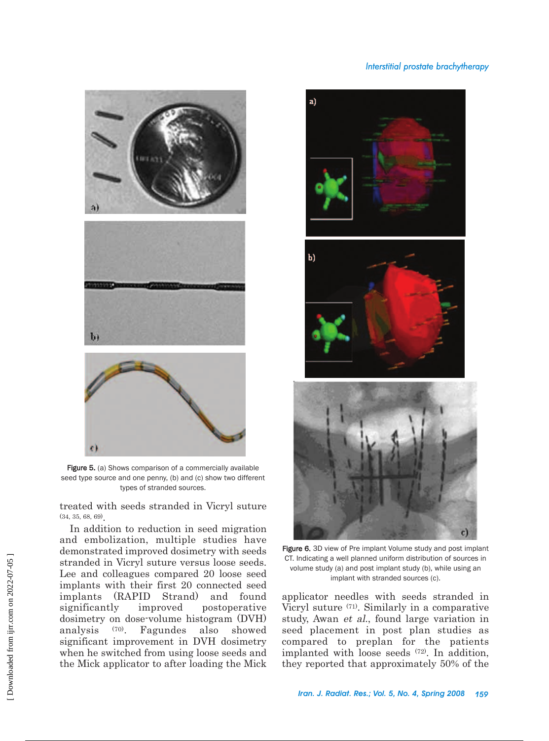Figure 5. (a) Shows comparison of a commercially available seed type source and one penny, (b) and (c) show two different types of stranded sources.

Figure 6. 3D view of Pre implant Volume study and post implant CT. Indicating a well planned uniform distribution of sources in volume study (a) and post implant study (b), while using an implant with stranded sources (c).

treated with seeds stranded in Vicryl suture [34, 35, 68, 69].

In addition to reduction in seed migration and embolization, multiple studies have demonstrated improved dosimetry with seeds stranded in Vicryl suture versus loose seeds. Lee and colleagues compared 20 loose seed implants with their first 20 connected seed implants (RAPID Strand) and found significantly improved postoperative dosimetry on dose-volume histogram (DVH) analysis [70]. Fagundes also showed significant improvement in DVH dosimetry when he switched from using loose seeds and the Mick applicator to after loading the Mick applicator needles with seeds stranded in Vicryl suture [71]. Similarly in a comparative study, Awan *et al.*, found large variation in seed placement in post plan studies as compared to preplan for the patients implanted with loose seeds [72]. In addition, they reported that approximately 50% of the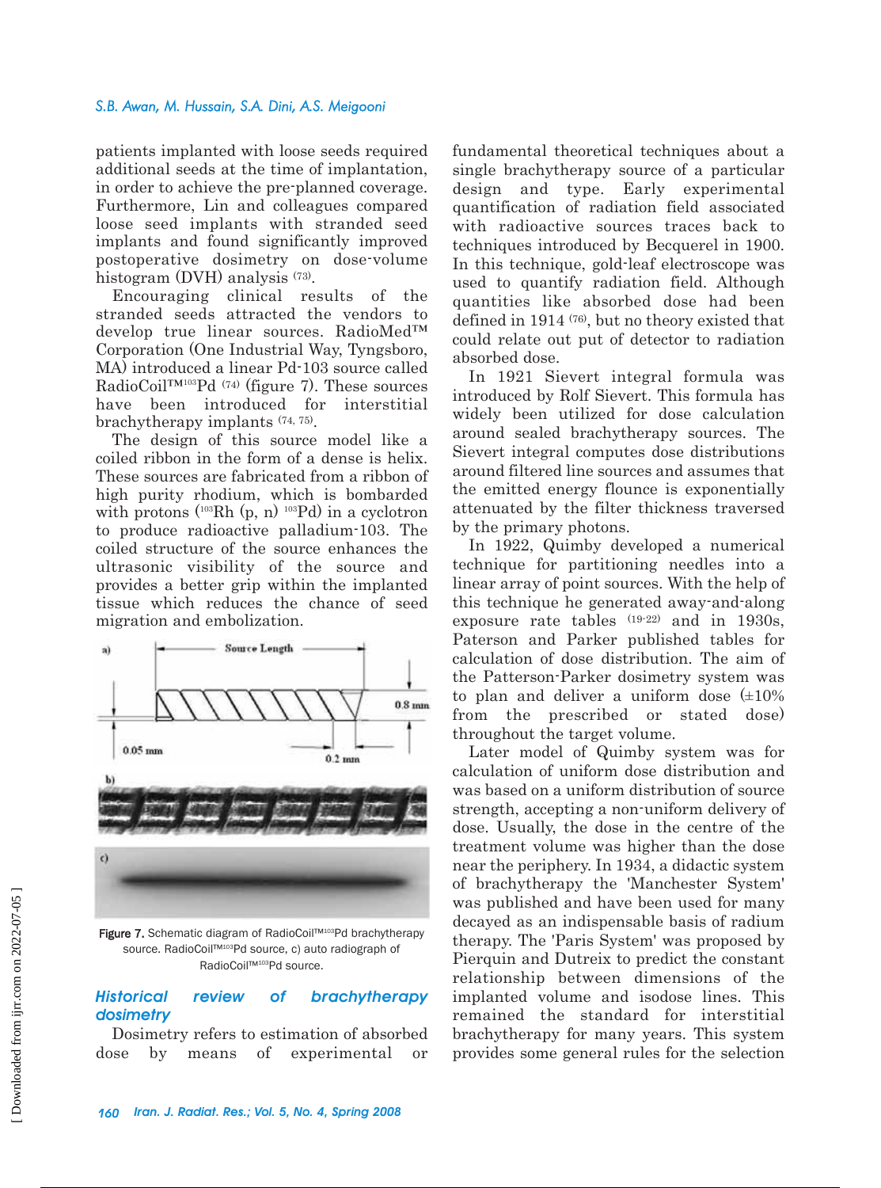patients implanted with loose seeds required additional seeds at the time of implantation, in order to achieve the pre-planned coverage. Furthermore, Lin and colleagues compared loose seed implants with stranded seed implants and found significantly improved postoperative dosimetry on dose-volume histogram (DVH) analysis [73].

Encouraging clinical results of the stranded seeds attracted the vendors to develop true linear sources. RadioMed™ Corporation (One Industrial Way, Tyngsboro, MA) introduced a linear Pd-103 source called RadioCoil™$^{103}$Pd [74] (figure 7). These sources have been introduced for interstitial brachytherapy implants [74, 75].

The design of this source model like a coiled ribbon in the form of a dense is helix. These sources are fabricated from a ribbon of high purity rhodium, which is bombarded with protons ($^{103}$Rh (p, n) $^{103}$Pd) in a cyclotron to produce radioactive palladium-103. The coiled structure of the source enhances the ultrasonic visibility of the source and provides a better grip within the implanted tissue which reduces the chance of seed migration and embolization.

Figure 7. Schematic diagram of RadioCoil™$^{103}$Pd brachytherapy source. RadioCoil™$^{103}$Pd source, c) auto radiograph of RadioCoil™$^{103}$Pd source.

## *Historical review of brachytherapy dosimetry*

Dosimetry refers to estimation of absorbed dose by means of experimental or fundamental theoretical techniques about a single brachytherapy source of a particular design and type. Early experimental quantification of radiation field associated with radioactive sources traces back to techniques introduced by Becquerel in 1900. In this technique, gold-leaf electroscope was used to quantify radiation field. Although quantities like absorbed dose had been defined in 1914 [76], but no theory existed that could relate out put of detector to radiation absorbed dose.

In 1921 Sievert integral formula was introduced by Rolf Sievert. This formula has widely been utilized for dose calculation around sealed brachytherapy sources. The Sievert integral computes dose distributions around filtered line sources and assumes that the emitted energy flounce is exponentially attenuated by the filter thickness traversed by the primary photons.

In 1922, Quimby developed a numerical technique for partitioning needles into a linear array of point sources. With the help of this technique he generated away-and-along exposure rate tables [19-22] and in 1930s, Paterson and Parker published tables for calculation of dose distribution. The aim of the Patterson-Parker dosimetry system was to plan and deliver a uniform dose (±10% from the prescribed or stated dose) throughout the target volume.

Later model of Quimby system was for calculation of uniform dose distribution and was based on a uniform distribution of source strength, accepting a non-uniform delivery of dose. Usually, the dose in the centre of the treatment volume was higher than the dose near the periphery. In 1934, a didactic system of brachytherapy the 'Manchester System' was published and have been used for many decayed as an indispensable basis of radium therapy. The 'Paris System' was proposed by Pierquin and Dutreix to predict the constant relationship between dimensions of the implanted volume and isodose lines. This remained the standard for interstitial brachytherapy for many years. This system provides some general rules for the selection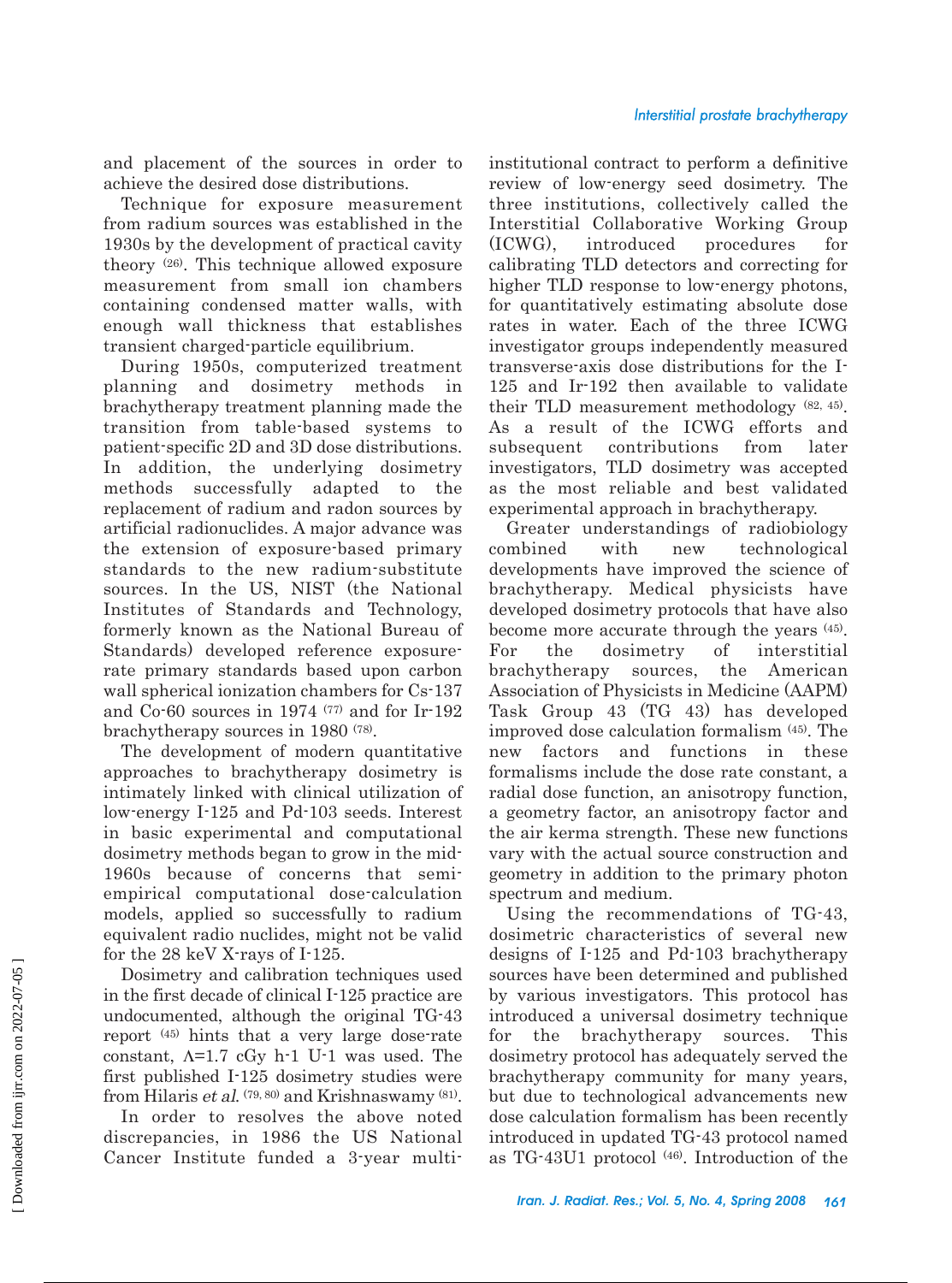and placement of the sources in order to achieve the desired dose distributions.

Technique for exposure measurement from radium sources was established in the 1930s by the development of practical cavity theory [26]. This technique allowed exposure measurement from small ion chambers containing condensed matter walls, with enough wall thickness that establishes transient charged-particle equilibrium.

During 1950s, computerized treatment planning and dosimetry methods in brachytherapy treatment planning made the transition from table-based systems to patient-specific 2D and 3D dose distributions. In addition, the underlying dosimetry methods successfully adapted to the replacement of radium and radon sources by artificial radionuclides. A major advance was the extension of exposure-based primary standards to the new radium-substitute sources. In the US, NIST (the National Institutes of Standards and Technology, formerly known as the National Bureau of Standards) developed reference exposure-rate primary standards based upon carbon wall spherical ionization chambers for Cs-137 and Co-60 sources in 1974 [77] and for Ir-192 brachytherapy sources in 1980 [78].

The development of modern quantitative approaches to brachytherapy dosimetry is intimately linked with clinical utilization of low-energy I-125 and Pd-103 seeds. Interest in basic experimental and computational dosimetry methods began to grow in the mid-1960s because of concerns that semi-empirical computational dose-calculation models, applied so successfully to radium equivalent radio nuclides, might not be valid for the 28 keV X-rays of I-125.

Dosimetry and calibration techniques used in the first decade of clinical I-125 practice are undocumented, although the original TG-43 report [45] hints that a very large dose-rate constant, $\Lambda$=1.7 cGy $h^{-1}$ $U^{-1}$ was used. The first published I-125 dosimetry studies were from Hilaris *et al.* [79, 80] and Krishnaswamy [81].

In order to resolves the above noted discrepancies, in 1986 the US National Cancer Institute funded a 3-year multi-institutional contract to perform a definitive review of low-energy seed dosimetry. The three institutions, collectively called the Interstitial Collaborative Working Group (ICWG), introduced procedures for calibrating TLD detectors and correcting for higher TLD response to low-energy photons, for quantitatively estimating absolute dose rates in water. Each of the three ICWG investigator groups independently measured transverse-axis dose distributions for the I-125 and Ir-192 then available to validate their TLD measurement methodology [82, 45]. As a result of the ICWG efforts and subsequent contributions from later investigators, TLD dosimetry was accepted as the most reliable and best validated experimental approach in brachytherapy.

Greater understandings of radiobiology combined with new technological developments have improved the science of brachytherapy. Medical physicists have developed dosimetry protocols that have also become more accurate through the years [45]. For the dosimetry of interstitial brachytherapy sources, the American Association of Physicists in Medicine (AAPM) Task Group 43 (TG 43) has developed improved dose calculation formalism [45]. The new factors and functions in these formalisms include the dose rate constant, a radial dose function, an anisotropy function, a geometry factor, an anisotropy factor and the air kerma strength. These new functions vary with the actual source construction and geometry in addition to the primary photon spectrum and medium.

Using the recommendations of TG-43, dosimetric characteristics of several new designs of I-125 and Pd-103 brachytherapy sources have been determined and published by various investigators. This protocol has introduced a universal dosimetry technique for the brachytherapy sources. This dosimetry protocol has adequately served the brachytherapy community for many years, but due to technological advancements new dose calculation formalism has been recently introduced in updated TG-43 protocol named as TG-43U1 protocol [46]. Introduction of the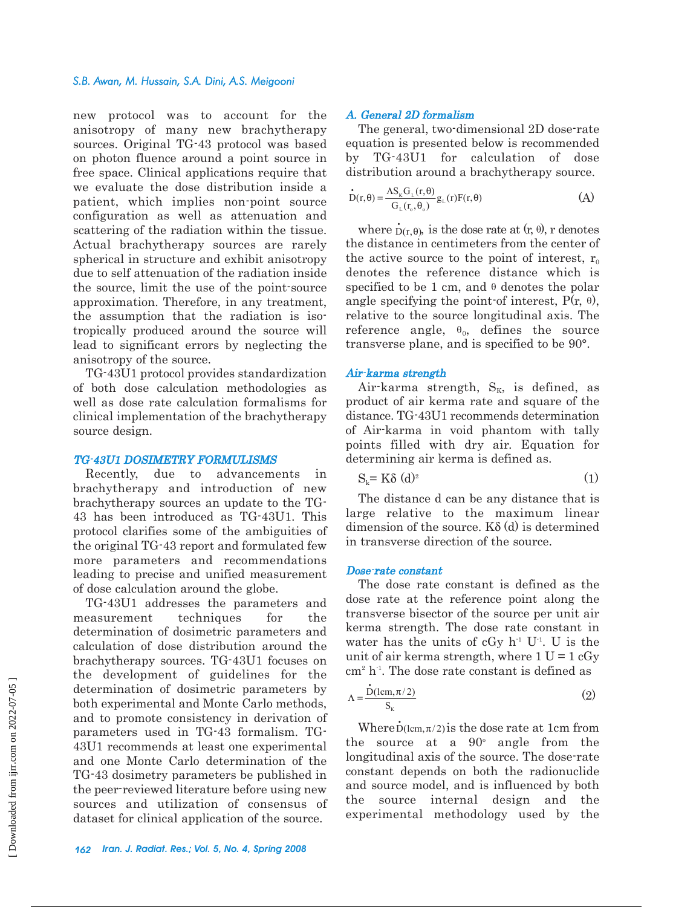new protocol was to account for the anisotropy of many new brachytherapy sources. Original TG-43 protocol was based on photon fluence around a point source in free space. Clinical applications require that we evaluate the dose distribution inside a patient, which implies non-point source configuration as well as attenuation and scattering of the radiation within the tissue. Actual brachytherapy sources are rarely spherical in structure and exhibit anisotropy due to self attenuation of the radiation inside the source, limit the use of the point-source approximation. Therefore, in any treatment, the assumption that the radiation is isotropically produced around the source will lead to significant errors by neglecting the anisotropy of the source.

TG-43U1 protocol provides standardization of both dose calculation methodologies as well as dose rate calculation formalisms for clinical implementation of the brachytherapy source design.

### *TG-43U1 DOSIMETRY FORMULISMS*

Recently, due to advancements in brachytherapy and introduction of new brachytherapy sources an update to the TG-43 has been introduced as TG-43U1. This protocol clarifies some of the ambiguities of the original TG-43 report and formulated few more parameters and recommendations leading to precise and unified measurement of dose calculation around the globe.

TG-43U1 addresses the parameters and measurement techniques for the determination of dosimetric parameters and calculation of dose distribution around the brachytherapy sources. TG-43U1 focuses on the development of guidelines for the determination of dosimetric parameters by both experimental and Monte Carlo methods, and to promote consistency in derivation of parameters used in TG-43 formalism. TG-43U1 recommends at least one experimental and one Monte Carlo determination of the TG-43 dosimetry parameters be published in the peer-reviewed literature before using new sources and utilization of consensus of dataset for clinical application of the source.

### *A. General 2D formalism*

The general, two-dimensional 2D dose-rate equation is presented below is recommended by TG-43U1 for calculation of dose distribution around a brachytherapy source.

$$\dot{D}(r,\theta) = \frac{\Lambda S_K G_L(r,\theta)}{G_L(r_o,\theta_o)} g_L(r)F(r,\theta) \quad (A)$$

where $\dot{D}(r,\theta)$, is the dose rate at $(r, \theta)$, r denotes the distance in centimeters from the center of the active source to the point of interest, $r_0$ denotes the reference distance which is specified to be 1 cm, and $\theta$ denotes the polar angle specifying the point-of interest, $P(r, \theta)$, relative to the source longitudinal axis. The reference angle, $\theta_0$, defines the source transverse plane, and is specified to be 90°.

#### *Air-karma strength*

Air-karma strength, $S_K$, is defined, as product of air kerma rate and square of the distance. TG-43U1 recommends determination of Air-karma in void phantom with tally points filled with dry air. Equation for determining air kerma is defined as.

$$S_k = K\delta\,(d)^2 \quad (1)$$

The distance d can be any distance that is large relative to the maximum linear dimension of the source. $K\delta$ (d) is determined in transverse direction of the source.

#### *Dose-rate constant*

The dose rate constant is defined as the dose rate at the reference point along the transverse bisector of the source per unit air kerma strength. The dose rate constant in water has the units of cGy $h^{-1}$ $U^{-1}$. U is the unit of air kerma strength, where 1 U = 1 cGy $cm^2$ $h^{-1}$. The dose rate constant is defined as

$$\Lambda = \frac{\dot{D}(1\text{cm}, \pi/2)}{S_K} \quad (2)$$

Where $\dot{D}(1\text{cm}, \pi/2)$ is the dose rate at 1cm from the source at a 90° angle from the longitudinal axis of the source. The dose-rate constant depends on both the radionuclide and source model, and is influenced by both the source internal design and the experimental methodology used by the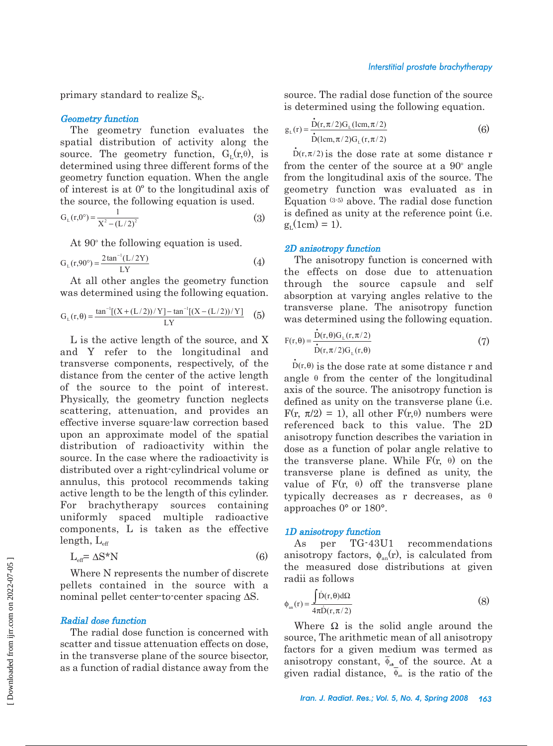primary standard to realize $S_K$.

### *Geometry function*

The geometry function evaluates the spatial distribution of activity along the source. The geometry function, $G_L(r,\theta)$, is determined using three different forms of the geometry function equation. When the angle of interest is at 0º to the longitudinal axis of the source, the following equation is used.

$$G_L(r,0°) = \frac{1}{X^2 - (L/2)^2} \quad (3)$$

At 90º the following equation is used.

$$G_L(r,90°) = \frac{2\tan^{-1}(L/2Y)}{LY} \quad (4)$$

At all other angles the geometry function was determined using the following equation.

$$G_L(r,\theta) = \frac{\tan^{-1}[(X+(L/2))/Y] - \tan^{-1}[(X-(L/2))/Y]}{LY} \quad (5)$$

L is the active length of the source, and X and Y refer to the longitudinal and transverse components, respectively, of the distance from the center of the active length of the source to the point of interest. Physically, the geometry function neglects scattering, attenuation, and provides an effective inverse square-law correction based upon an approximate model of the spatial distribution of radioactivity within the source. In the case where the radioactivity is distributed over a right-cylindrical volume or annulus, this protocol recommends taking active length to be the length of this cylinder. For brachytherapy sources containing uniformly spaced multiple radioactive components, L is taken as the effective length, $L_{eff}$

$$L_{eff} = \Delta S * N \quad (6)$$

Where N represents the number of discrete pellets contained in the source with a nominal pellet center-to-center spacing ΔS.

### *Radial dose function*

The radial dose function is concerned with scatter and tissue attenuation effects on dose, in the transverse plane of the source bisector, as a function of radial distance away from the source. The radial dose function of the source is determined using the following equation.

$$g_L(r) = \frac{\dot{D}(r,\pi/2)G_L(1cm,\pi/2)}{\dot{D}(1cm,\pi/2)G_L(r,\pi/2)} \quad (6)$$

$\dot{D}(r,\pi/2)$ is the dose rate at some distance r from the center of the source at a 90º angle from the longitudinal axis of the source. The geometry function was evaluated as in Equation [3-5] above. The radial dose function is defined as unity at the reference point (i.e. $g_L(1cm) = 1$).

### *2D anisotropy function*

The anisotropy function is concerned with the effects on dose due to attenuation through the source capsule and self absorption at varying angles relative to the transverse plane. The anisotropy function was determined using the following equation.

$$F(r,\theta) = \frac{\dot{D}(r,\theta)G_L(r,\pi/2)}{\dot{D}(r,\pi/2)G_L(r,\theta)} \quad (7)$$

$\dot{D}(r,\theta)$ is the dose rate at some distance r and angle θ from the center of the longitudinal axis of the source. The anisotropy function is defined as unity on the transverse plane (i.e. $F(r, \pi/2) = 1$), all other $F(r,\theta)$ numbers were referenced back to this value. The 2D anisotropy function describes the variation in dose as a function of polar angle relative to the transverse plane. While $F(r, \theta)$ on the transverse plane is defined as unity, the value of $F(r, \theta)$ off the transverse plane typically decreases as r decreases, as θ approaches 0° or 180°.

### *1D anisotropy function*

As per TG-43U1 recommendations anisotropy factors, $\phi_{an}(r)$, is calculated from the measured dose distributions at given radii as follows

$$\phi_{an}(r) = \frac{\int \dot{D}(r,\theta)d\Omega}{4\pi\dot{D}(r,\pi/2)} \quad (8)$$

Where Ω is the solid angle around the source, The arithmetic mean of all anisotropy factors for a given medium was termed as anisotropy constant, $\overline{\phi}_{an}$ of the source. At a given radial distance, $\overline{\phi}_{an}$ is the ratio of the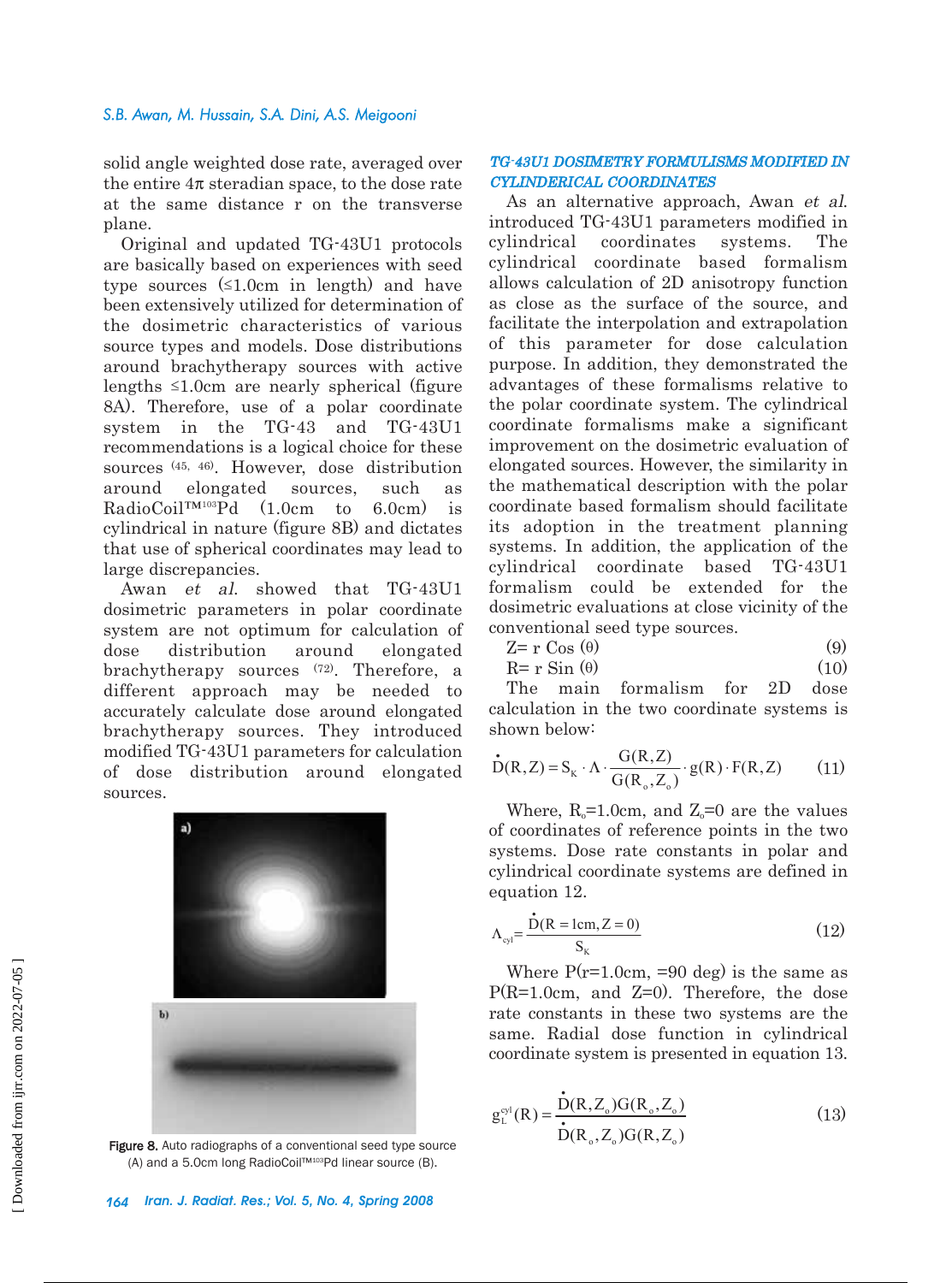solid angle weighted dose rate, averaged over the entire 4π steradian space, to the dose rate at the same distance r on the transverse plane.

Original and updated TG-43U1 protocols are basically based on experiences with seed type sources (≤1.0cm in length) and have been extensively utilized for determination of the dosimetric characteristics of various source types and models. Dose distributions around brachytherapy sources with active lengths ≤1.0cm are nearly spherical (figure 8A). Therefore, use of a polar coordinate system in the TG-43 and TG-43U1 recommendations is a logical choice for these sources [45, 46]. However, dose distribution around elongated sources, such as RadioCoil™$^{103}$Pd (1.0cm to 6.0cm) is cylindrical in nature (figure 8B) and dictates that use of spherical coordinates may lead to large discrepancies.

Awan *et al.* showed that TG-43U1 dosimetric parameters in polar coordinate system are not optimum for calculation of dose distribution around elongated brachytherapy sources [72]. Therefore, a different approach may be needed to accurately calculate dose around elongated brachytherapy sources. They introduced modified TG-43U1 parameters for calculation of dose distribution around elongated sources.

**Figure 8.** Auto radiographs of a conventional seed type source (A) and a 5.0cm long RadioCoil™$^{103}$Pd linear source (B).

### *TG-43U1 DOSIMETRY FORMULISMS MODIFIED IN CYLINDERICAL COORDINATES*

As an alternative approach, Awan *et al.* introduced TG-43U1 parameters modified in cylindrical coordinates systems. The cylindrical coordinate based formalism allows calculation of 2D anisotropy function as close as the surface of the source, and facilitate the interpolation and extrapolation of this parameter for dose calculation purpose. In addition, they demonstrated the advantages of these formalisms relative to the polar coordinate system. The cylindrical coordinate formalisms make a significant improvement on the dosimetric evaluation of elongated sources. However, the similarity in the mathematical description with the polar coordinate based formalism should facilitate its adoption in the treatment planning systems. In addition, the application of the cylindrical coordinate based TG-43U1 formalism could be extended for the dosimetric evaluations at close vicinity of the conventional seed type sources.

$$Z = r \cos(\theta) \tag{9}$$

$$R = r \sin(\theta) \tag{10}$$

The main formalism for 2D dose calculation in the two coordinate systems is shown below:

$$\dot{D}(R,Z) = S_K \cdot \Lambda \cdot \frac{G(R,Z)}{G(R_o,Z_o)} \cdot g(R) \cdot F(R,Z) \tag{11}$$

Where, $R_o$=1.0cm, and $Z_o$=0 are the values of coordinates of reference points in the two systems. Dose rate constants in polar and cylindrical coordinate systems are defined in equation 12.

$$\Lambda_{cyl} = \frac{\dot{D}(R = 1cm, Z = 0)}{S_K} \tag{12}$$

Where P(r=1.0cm, =90 deg) is the same as P(R=1.0cm, and Z=0). Therefore, the dose rate constants in these two systems are the same. Radial dose function in cylindrical coordinate system is presented in equation 13.

$$g_L^{cyl}(R) = \frac{\dot{D}(R,Z_o)G(R_o,Z_o)}{\dot{D}(R_o,Z_o)G(R,Z_o)} \tag{13}$$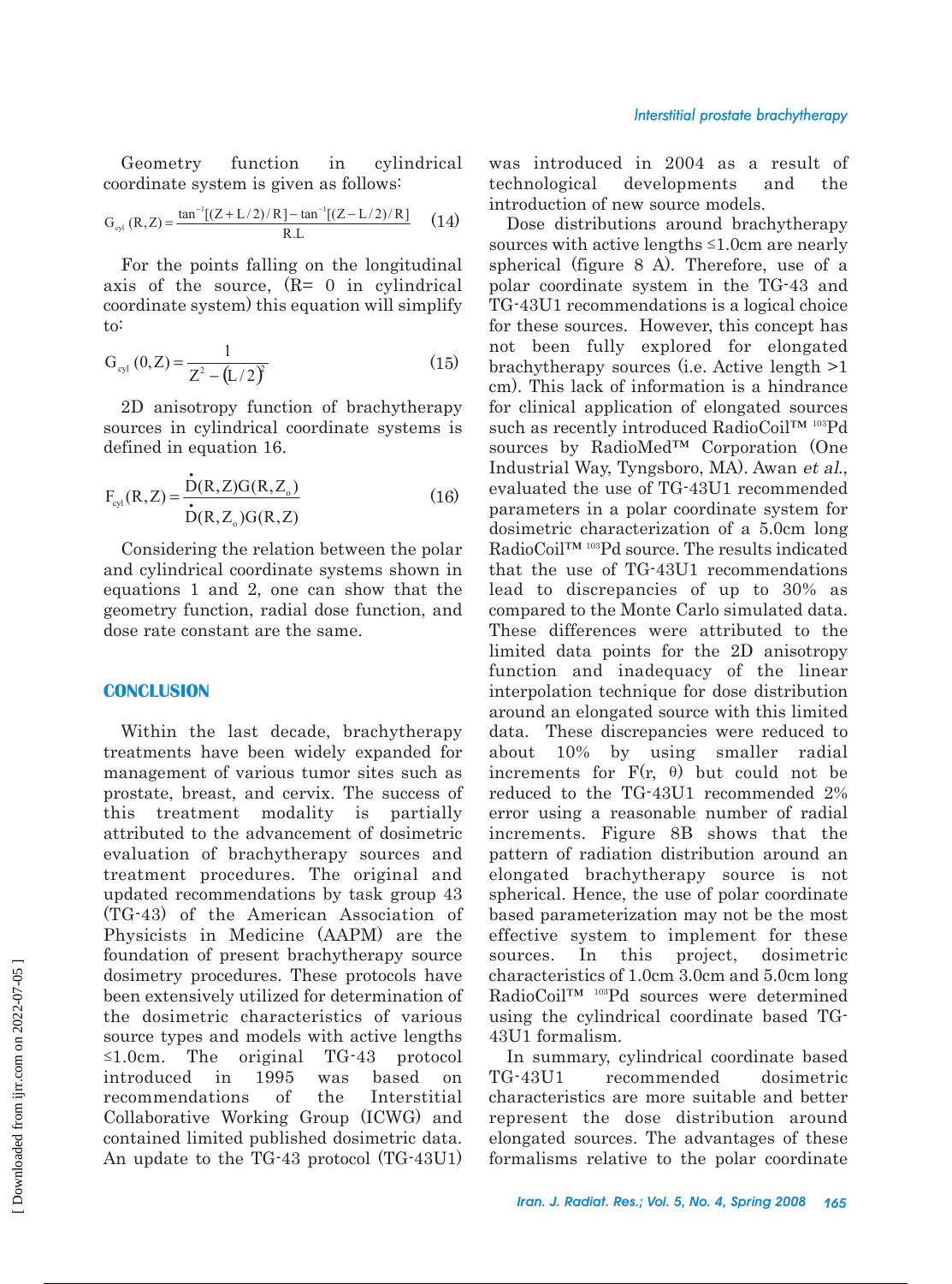Geometry function in cylindrical coordinate system is given as follows:

$$G_{cyl}(R,Z) = \frac{\tan^{-1}[(Z+L/2)/R] - \tan^{-1}[(Z-L/2)/R]}{R.L} \quad (14)$$

For the points falling on the longitudinal axis of the source, (R= 0 in cylindrical coordinate system) this equation will simplify to:

$$G_{cyl}(0,Z) = \frac{1}{Z^2 - (L/2)^2} \quad (15)$$

2D anisotropy function of brachytherapy sources in cylindrical coordinate systems is defined in equation 16.

$$F_{cyl}(R,Z) = \frac{\dot{D}(R,Z)G(R,Z_o)}{\dot{D}(R,Z_o)G(R,Z)} \quad (16)$$

Considering the relation between the polar and cylindrical coordinate systems shown in equations 1 and 2, one can show that the geometry function, radial dose function, and dose rate constant are the same.

## CONCLUSION

Within the last decade, brachytherapy treatments have been widely expanded for management of various tumor sites such as prostate, breast, and cervix. The success of this treatment modality is partially attributed to the advancement of dosimetric evaluation of brachytherapy sources and treatment procedures. The original and updated recommendations by task group 43 (TG-43) of the American Association of Physicists in Medicine (AAPM) are the foundation of present brachytherapy source dosimetry procedures. These protocols have been extensively utilized for determination of the dosimetric characteristics of various source types and models with active lengths ≤1.0cm. The original TG-43 protocol introduced in 1995 was based on recommendations of the Interstitial Collaborative Working Group (ICWG) and contained limited published dosimetric data. An update to the TG-43 protocol (TG-43U1) was introduced in 2004 as a result of technological developments and the introduction of new source models.

Dose distributions around brachytherapy sources with active lengths ≤1.0cm are nearly spherical (figure 8 A). Therefore, use of a polar coordinate system in the TG-43 and TG-43U1 recommendations is a logical choice for these sources. However, this concept has not been fully explored for elongated brachytherapy sources (i.e. Active length >1 cm). This lack of information is a hindrance for clinical application of elongated sources such as recently introduced RadioCoil™ $^{103}$Pd sources by RadioMed™ Corporation (One Industrial Way, Tyngsboro, MA). Awan *et al.*, evaluated the use of TG-43U1 recommended parameters in a polar coordinate system for dosimetric characterization of a 5.0cm long RadioCoil™ $^{103}$Pd source. The results indicated that the use of TG-43U1 recommendations lead to discrepancies of up to 30% as compared to the Monte Carlo simulated data. These differences were attributed to the limited data points for the 2D anisotropy function and inadequacy of the linear interpolation technique for dose distribution around an elongated source with this limited data. These discrepancies were reduced to about 10% by using smaller radial increments for F(r, θ) but could not be reduced to the TG-43U1 recommended 2% error using a reasonable number of radial increments. Figure 8B shows that the pattern of radiation distribution around an elongated brachytherapy source is not spherical. Hence, the use of polar coordinate based parameterization may not be the most effective system to implement for these sources. In this project, dosimetric characteristics of 1.0cm 3.0cm and 5.0cm long RadioCoil™ $^{103}$Pd sources were determined using the cylindrical coordinate based TG-43U1 formalism.

In summary, cylindrical coordinate based TG-43U1 recommended dosimetric characteristics are more suitable and better represent the dose distribution around elongated sources. The advantages of these formalisms relative to the polar coordinate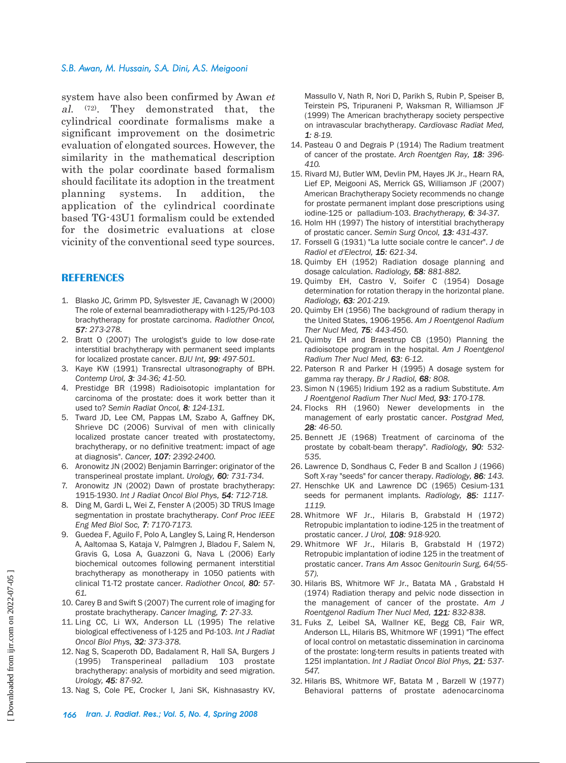system have also been confirmed by Awan *et al.* [72]. They demonstrated that, the cylindrical coordinate formalisms make a significant improvement on the dosimetric evaluation of elongated sources. However, the similarity in the mathematical description with the polar coordinate based formalism should facilitate its adoption in the treatment planning systems. In addition, the application of the cylindrical coordinate based TG-43U1 formalism could be extended for the dosimetric evaluations at close vicinity of the conventional seed type sources.

## REFERENCES

1. Blasko JC, Grimm PD, Sylsvester JE, Cavanagh W (2000) The role of external beamradiotherapy with I-125/Pd-103 brachytherapy for prostate carcinoma. *Radiother Oncol, **57**: 273-278.*
2. Bratt O (2007) The urologist's guide to low dose-rate interstitial brachytherapy with permanent seed implants for localized prostate cancer. *BJU Int, **99**: 497-501.*
3. Kaye KW (1991) Transrectal ultrasonography of BPH. *Contemp Urol, **3**: 34-36; 41-50.*
4. Prestidge BR (1998) Radioisotopic implantation for carcinoma of the prostate: does it work better than it used to? *Semin Radiat Oncol, **8**: 124-131.*
5. Tward JD, Lee CM, Pappas LM, Szabo A, Gaffney DK, Shrieve DC (2006) Survival of men with clinically localized prostate cancer treated with prostatectomy, brachytherapy, or no definitive treatment: impact of age at diagnosis". *Cancer, **107**: 2392-2400.*
6. Aronowitz JN (2002) Benjamin Barringer: originator of the transperineal prostate implant. *Urology, **60**: 731-734.*
7. Aronowitz JN (2002) Dawn of prostate brachytherapy: 1915-1930. *Int J Radiat Oncol Biol Phys, **54**: 712-718.*
8. Ding M, Gardi L, Wei Z, Fenster A (2005) 3D TRUS Image segmentation in prostate brachytherapy. *Conf Proc IEEE Eng Med Biol Soc, **7**: 7170-7173.*
9. Guedea F, Aguilo F, Polo A, Langley S, Laing R, Henderson A, Aaltomaa S, Kataja V, Palmgren J, Bladou F, Salem N, Gravis G, Losa A, Guazzoni G, Nava L (2006) Early biochemical outcomes following permanent interstitial brachytherapy as monotherapy in 1050 patients with clinical T1-T2 prostate cancer. *Radiother Oncol, **80**: 57-61.*
10. Carey B and Swift S (2007) The current role of imaging for prostate brachytherapy. *Cancer Imaging, **7**: 27-33.*
11. Ling CC, Li WX, Anderson LL (1995) The relative biological effectiveness of I-125 and Pd-103. *Int J Radiat Oncol Biol Phys, **32**: 373-378.*
12. Nag S, Scaperoth DD, Badalament R, Hall SA, Burgers J (1995) Transperineal palladium 103 prostate brachytherapy: analysis of morbidity and seed migration. *Urology, **45**: 87-92.*
13. Nag S, Cole PE, Crocker I, Jani SK, Kishnasastry KV, Massullo V, Nath R, Nori D, Parikh S, Rubin P, Speiser B, Teirstein PS, Tripuraneni P, Waksman R, Williamson JF (1999) The American brachytherapy society perspective on intravascular brachytherapy. *Cardiovasc Radiat Med, **1**: 8-19.*
14. Pasteau O and Degrais P (1914) The Radium treatment of cancer of the prostate. *Arch Roentgen Ray, **18**: 396-410.*
15. Rivard MJ, Butler WM, Devlin PM, Hayes JK Jr., Hearn RA, Lief EP, Meigooni AS, Merrick GS, Williamson JF (2007) American Brachytherapy Society recommends no change for prostate permanent implant dose prescriptions using iodine-125 or palladium-103. *Brachytherapy, **6**: 34-37.*
16. Holm HH (1997) The history of interstitial brachytherapy of prostatic cancer. *Semin Surg Oncol, **13**: 431-437.*
17. Forssell G (1931) "La lutte sociale contre le cancer". *J de Radiol et d'Electrol, **15**: 621-34.*
18. Quimby EH (1952) Radiation dosage planning and dosage calculation. *Radiology, **58**: 881-882.*
19. Quimby EH, Castro V, Soifer C (1954) Dosage determination for rotation therapy in the horizontal plane. *Radiology, **63**: 201-219.*
20. Quimby EH (1956) The background of radium therapy in the United States, 1906-1956. *Am J Roentgenol Radium Ther Nucl Med, **75**: 443-450.*
21. Quimby EH and Braestrup CB (1950) Planning the radioisotope program in the hospital. *Am J Roentgenol Radium Ther Nucl Med, **63**: 6-12.*
22. Paterson R and Parker H (1995) A dosage system for gamma ray therapy. *Br J Radiol, **68**: 808.*
23. Simon N (1965) Iridium 192 as a radium Substitute. *Am J Roentgenol Radium Ther Nucl Med, **93**: 170-178.*
24. Flocks RH (1960) Newer developments in the management of early prostatic cancer. *Postgrad Med, **28**: 46-50.*
25. Bennett JE (1968) Treatment of carcinoma of the prostate by cobalt-beam therapy". *Radiology, **90**: 532-535.*
26. Lawrence D, Sondhaus C, Feder B and Scallon J (1966) Soft X-ray "seeds" for cancer therapy. *Radiology, **86**: 143.*
27. Henschke UK and Lawrence DC (1965) Cesium-131 seeds for permanent implants. *Radiology, **85**: 1117-1119.*
28. Whitmore WF Jr., Hilaris B, Grabstald H (1972) Retropubic implantation to iodine-125 in the treatment of prostatic cancer. *J Urol, **108**: 918-920.*
29. Whitmore WF Jr., Hilaris B, Grabstald H (1972) Retropubic implantation of iodine 125 in the treatment of prostatic cancer. *Trans Am Assoc Genitourin Surg, 64(55-57).*
30. Hilaris BS, Whitmore WF Jr., Batata MA , Grabstald H (1974) Radiation therapy and pelvic node dissection in the management of cancer of the prostate. *Am J Roentgenol Radium Ther Nucl Med, **121**: 832-838.*
31. Fuks Z, Leibel SA, Wallner KE, Begg CB, Fair WR, Anderson LL, Hilaris BS, Whitmore WF (1991) "The effect of local control on metastatic dissemination in carcinoma of the prostate: long-term results in patients treated with 125I implantation. *Int J Radiat Oncol Biol Phys, **21**: 537-547.*
32. Hilaris BS, Whitmore WF, Batata M , Barzell W (1977) Behavioral patterns of prostate adenocarcinoma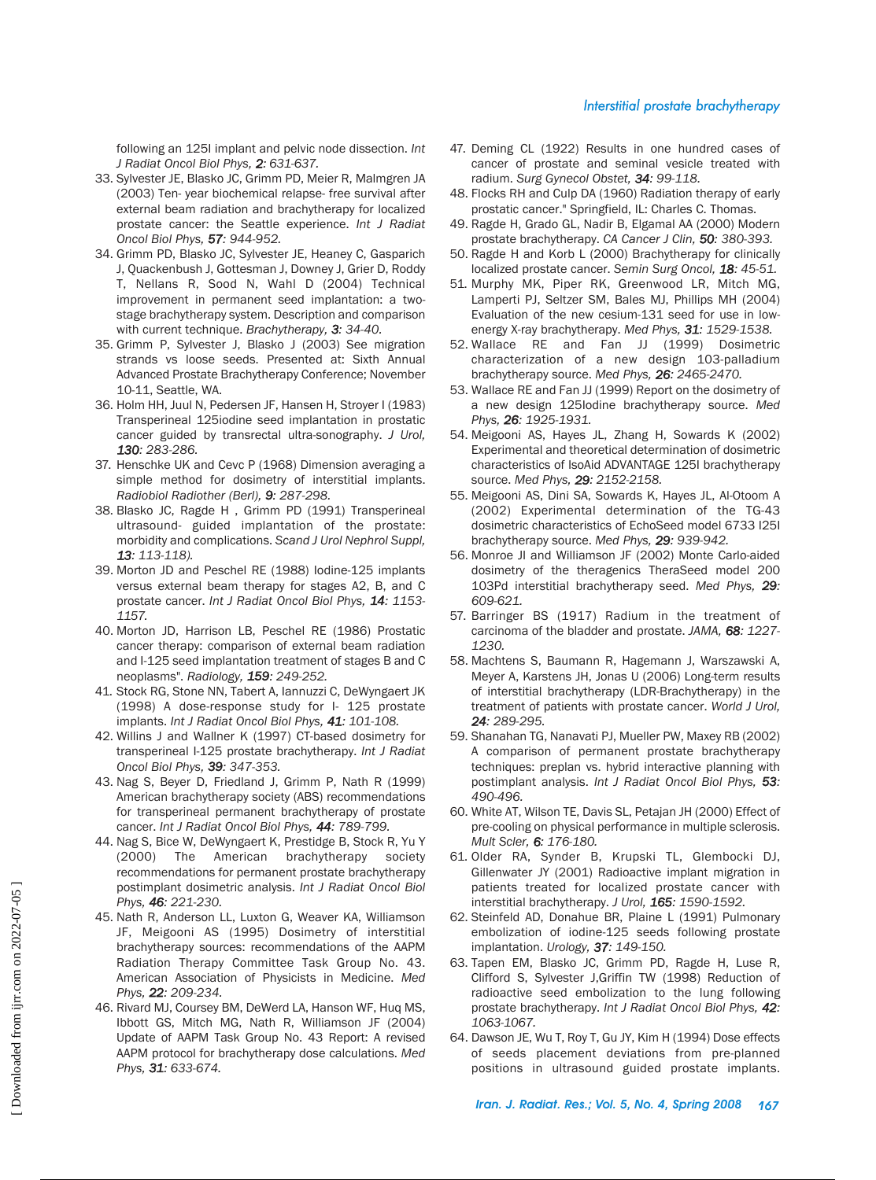following an 125I implant and pelvic node dissection. *Int J Radiat Oncol Biol Phys,* ***2****: 631-637.*

33. Sylvester JE, Blasko JC, Grimm PD, Meier R, Malmgren JA (2003) Ten- year biochemical relapse- free survival after external beam radiation and brachytherapy for localized prostate cancer: the Seattle experience. *Int J Radiat Oncol Biol Phys,* ***57****: 944-952.*
34. Grimm PD, Blasko JC, Sylvester JE, Heaney C, Gasparich J, Quackenbush J, Gottesman J, Downey J, Grier D, Roddy T, Nellans R, Sood N, Wahl D (2004) Technical improvement in permanent seed implantation: a two-stage brachytherapy system. Description and comparison with current technique. *Brachytherapy,* ***3****: 34-40.*
35. Grimm P, Sylvester J, Blasko J (2003) See migration strands vs loose seeds. Presented at: Sixth Annual Advanced Prostate Brachytherapy Conference; November 10-11, Seattle, WA.
36. Holm HH, Juul N, Pedersen JF, Hansen H, Stroyer I (1983) Transperineal 125iodine seed implantation in prostatic cancer guided by transrectal ultra-sonography. *J Urol,* ***130****: 283-286.*
37. Henschke UK and Cevc P (1968) Dimension averaging a simple method for dosimetry of interstitial implants. *Radiobiol Radiother (Berl),* ***9****: 287-298.*
38. Blasko JC, Ragde H , Grimm PD (1991) Transperineal ultrasound- guided implantation of the prostate: morbidity and complications. *Scand J Urol Nephrol Suppl,* ***13****: 113-118).*
39. Morton JD and Peschel RE (1988) Iodine-125 implants versus external beam therapy for stages A2, B, and C prostate cancer. *Int J Radiat Oncol Biol Phys,* ***14****: 1153-1157.*
40. Morton JD, Harrison LB, Peschel RE (1986) Prostatic cancer therapy: comparison of external beam radiation and I-125 seed implantation treatment of stages B and C neoplasms". *Radiology,* ***159****: 249-252.*
41. Stock RG, Stone NN, Tabert A, Iannuzzi C, DeWyngaert JK (1998) A dose-response study for I- 125 prostate implants. *Int J Radiat Oncol Biol Phys,* ***41****: 101-108.*
42. Willins J and Wallner K (1997) CT-based dosimetry for transperineal I-125 prostate brachytherapy. *Int J Radiat Oncol Biol Phys,* ***39****: 347-353.*
43. Nag S, Beyer D, Friedland J, Grimm P, Nath R (1999) American brachytherapy society (ABS) recommendations for transperineal permanent brachytherapy of prostate cancer. *Int J Radiat Oncol Biol Phys,* ***44****: 789-799.*
44. Nag S, Bice W, DeWyngaert K, Prestidge B, Stock R, Yu Y (2000) The American brachytherapy society recommendations for permanent prostate brachytherapy postimplant dosimetric analysis. *Int J Radiat Oncol Biol Phys,* ***46****: 221-230.*
45. Nath R, Anderson LL, Luxton G, Weaver KA, Williamson JF, Meigooni AS (1995) Dosimetry of interstitial brachytherapy sources: recommendations of the AAPM Radiation Therapy Committee Task Group No. 43. American Association of Physicists in Medicine. *Med Phys,* ***22****: 209-234.*
46. Rivard MJ, Coursey BM, DeWerd LA, Hanson WF, Huq MS, Ibbott GS, Mitch MG, Nath R, Williamson JF (2004) Update of AAPM Task Group No. 43 Report: A revised AAPM protocol for brachytherapy dose calculations. *Med Phys,* ***31****: 633-674.*
47. Deming CL (1922) Results in one hundred cases of cancer of prostate and seminal vesicle treated with radium. *Surg Gynecol Obstet,* ***34****: 99-118.*
48. Flocks RH and Culp DA (1960) Radiation therapy of early prostatic cancer." Springfield, IL: Charles C. Thomas.
49. Ragde H, Grado GL, Nadir B, Elgamal AA (2000) Modern prostate brachytherapy. *CA Cancer J Clin,* ***50****: 380-393.*
50. Ragde H and Korb L (2000) Brachytherapy for clinically localized prostate cancer. *Semin Surg Oncol,* ***18****: 45-51.*
51. Murphy MK, Piper RK, Greenwood LR, Mitch MG, Lamperti PJ, Seltzer SM, Bales MJ, Phillips MH (2004) Evaluation of the new cesium-131 seed for use in low-energy X-ray brachytherapy. *Med Phys,* ***31****: 1529-1538.*
52. Wallace RE and Fan JJ (1999) Dosimetric characterization of a new design 103-palladium brachytherapy source. *Med Phys,* ***26****: 2465-2470.*
53. Wallace RE and Fan JJ (1999) Report on the dosimetry of a new design 125Iodine brachytherapy source. *Med Phys,* ***26****: 1925-1931.*
54. Meigooni AS, Hayes JL, Zhang H, Sowards K (2002) Experimental and theoretical determination of dosimetric characteristics of IsoAid ADVANTAGE 125I brachytherapy source. *Med Phys,* ***29****: 2152-2158.*
55. Meigooni AS, Dini SA, Sowards K, Hayes JL, Al-Otoom A (2002) Experimental determination of the TG-43 dosimetric characteristics of EchoSeed model 6733 I25I brachytherapy source. *Med Phys,* ***29****: 939-942.*
56. Monroe JI and Williamson JF (2002) Monte Carlo-aided dosimetry of the theragenics TheraSeed model 200 103Pd interstitial brachytherapy seed. *Med Phys,* ***29****: 609-621.*
57. Barringer BS (1917) Radium in the treatment of carcinoma of the bladder and prostate. *JAMA,* ***68****: 1227-1230.*
58. Machtens S, Baumann R, Hagemann J, Warszawski A, Meyer A, Karstens JH, Jonas U (2006) Long-term results of interstitial brachytherapy (LDR-Brachytherapy) in the treatment of patients with prostate cancer. *World J Urol,* ***24****: 289-295.*
59. Shanahan TG, Nanavati PJ, Mueller PW, Maxey RB (2002) A comparison of permanent prostate brachytherapy techniques: preplan vs. hybrid interactive planning with postimplant analysis. *Int J Radiat Oncol Biol Phys,* ***53****: 490-496.*
60. White AT, Wilson TE, Davis SL, Petajan JH (2000) Effect of pre-cooling on physical performance in multiple sclerosis. *Mult Scler,* ***6****: 176-180.*
61. Older RA, Synder B, Krupski TL, Glembocki DJ, Gillenwater JY (2001) Radioactive implant migration in patients treated for localized prostate cancer with interstitial brachytherapy. *J Urol,* ***165****: 1590-1592.*
62. Steinfeld AD, Donahue BR, Plaine L (1991) Pulmonary embolization of iodine-125 seeds following prostate implantation. *Urology,* ***37****: 149-150.*
63. Tapen EM, Blasko JC, Grimm PD, Ragde H, Luse R, Clifford S, Sylvester J,Griffin TW (1998) Reduction of radioactive seed embolization to the lung following prostate brachytherapy. *Int J Radiat Oncol Biol Phys,* ***42****: 1063-1067.*
64. Dawson JE, Wu T, Roy T, Gu JY, Kim H (1994) Dose effects of seeds placement deviations from pre-planned positions in ultrasound guided prostate implants.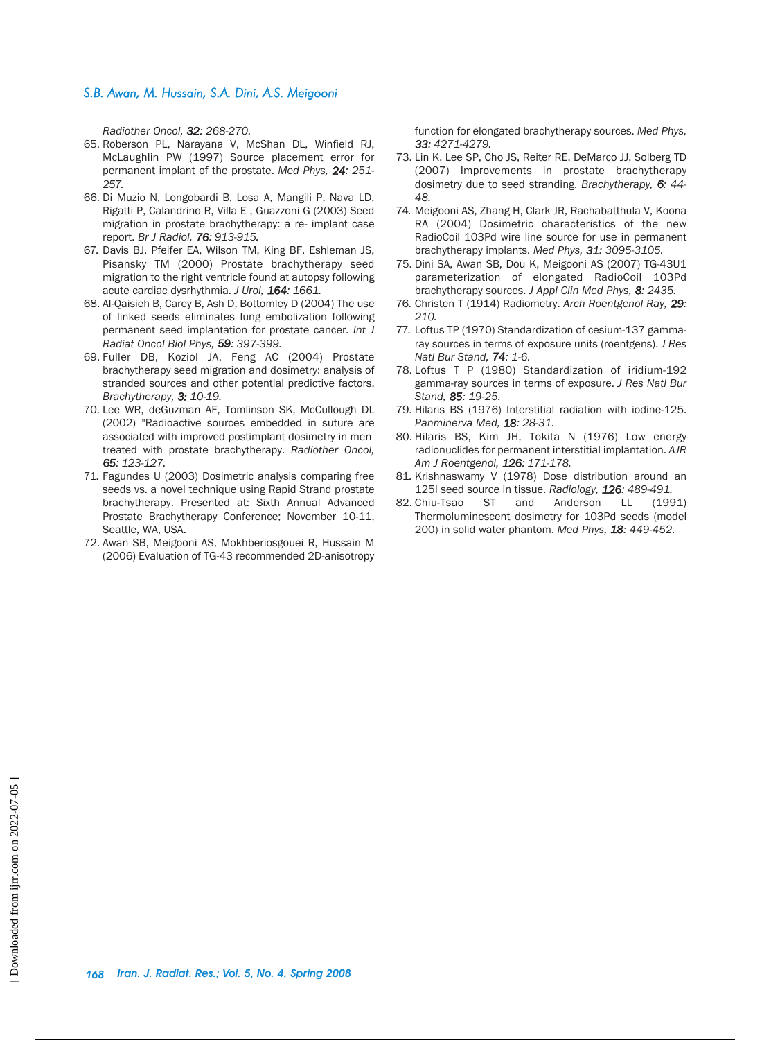*Radiother Oncol,* ***32****: 268-270.*

65. Roberson PL, Narayana V, McShan DL, Winfield RJ, McLaughlin PW (1997) Source placement error for permanent implant of the prostate. *Med Phys,* ***24****: 251-257.*
66. Di Muzio N, Longobardi B, Losa A, Mangili P, Nava LD, Rigatti P, Calandrino R, Villa E , Guazzoni G (2003) Seed migration in prostate brachytherapy: a re- implant case report. *Br J Radiol,* ***76****: 913-915.*
67. Davis BJ, Pfeifer EA, Wilson TM, King BF, Eshleman JS, Pisansky TM (2000) Prostate brachytherapy seed migration to the right ventricle found at autopsy following acute cardiac dysrhythmia. *J Urol,* ***164****: 1661.*
68. Al-Qaisieh B, Carey B, Ash D, Bottomley D (2004) The use of linked seeds eliminates lung embolization following permanent seed implantation for prostate cancer. *Int J Radiat Oncol Biol Phys,* ***59****: 397-399.*
69. Fuller DB, Koziol JA, Feng AC (2004) Prostate brachytherapy seed migration and dosimetry: analysis of stranded sources and other potential predictive factors. *Brachytherapy,* ***3:*** *10-19.*
70. Lee WR, deGuzman AF, Tomlinson SK, McCullough DL (2002) "Radioactive sources embedded in suture are associated with improved postimplant dosimetry in men treated with prostate brachytherapy. *Radiother Oncol,* ***65****: 123-127.*
71. Fagundes U (2003) Dosimetric analysis comparing free seeds vs. a novel technique using Rapid Strand prostate brachytherapy. Presented at: Sixth Annual Advanced Prostate Brachytherapy Conference; November 10-11, Seattle, WA, USA.
72. Awan SB, Meigooni AS, Mokhberiosgouei R, Hussain M (2006) Evaluation of TG-43 recommended 2D-anisotropy function for elongated brachytherapy sources. *Med Phys,* ***33****: 4271-4279.*
73. Lin K, Lee SP, Cho JS, Reiter RE, DeMarco JJ, Solberg TD (2007) Improvements in prostate brachytherapy dosimetry due to seed stranding. *Brachytherapy,* ***6****: 44-48.*
74. Meigooni AS, Zhang H, Clark JR, Rachabatthula V, Koona RA (2004) Dosimetric characteristics of the new RadioCoil 103Pd wire line source for use in permanent brachytherapy implants. *Med Phys,* ***31****: 3095-3105.*
75. Dini SA, Awan SB, Dou K, Meigooni AS (2007) TG-43U1 parameterization of elongated RadioCoil 103Pd brachytherapy sources. *J Appl Clin Med Phys,* ***8****: 2435.*
76. Christen T (1914) Radiometry. *Arch Roentgenol Ray,* ***29****: 210.*
77. Loftus TP (1970) Standardization of cesium-137 gamma-ray sources in terms of exposure units (roentgens). *J Res Natl Bur Stand,* ***74****: 1-6.*
78. Loftus T P (1980) Standardization of iridium-192 gamma-ray sources in terms of exposure. *J Res Natl Bur Stand,* ***85****: 19-25.*
79. Hilaris BS (1976) Interstitial radiation with iodine-125. *Panminerva Med,* ***18****: 28-31.*
80. Hilaris BS, Kim JH, Tokita N (1976) Low energy radionuclides for permanent interstitial implantation. *AJR Am J Roentgenol,* ***126****: 171-178.*
81. Krishnaswamy V (1978) Dose distribution around an 125I seed source in tissue. *Radiology,* ***126****: 489-491.*
82. Chiu-Tsao ST and Anderson LL (1991) Thermoluminescent dosimetry for 103Pd seeds (model 200) in solid water phantom. *Med Phys,* ***18****: 449-452.*